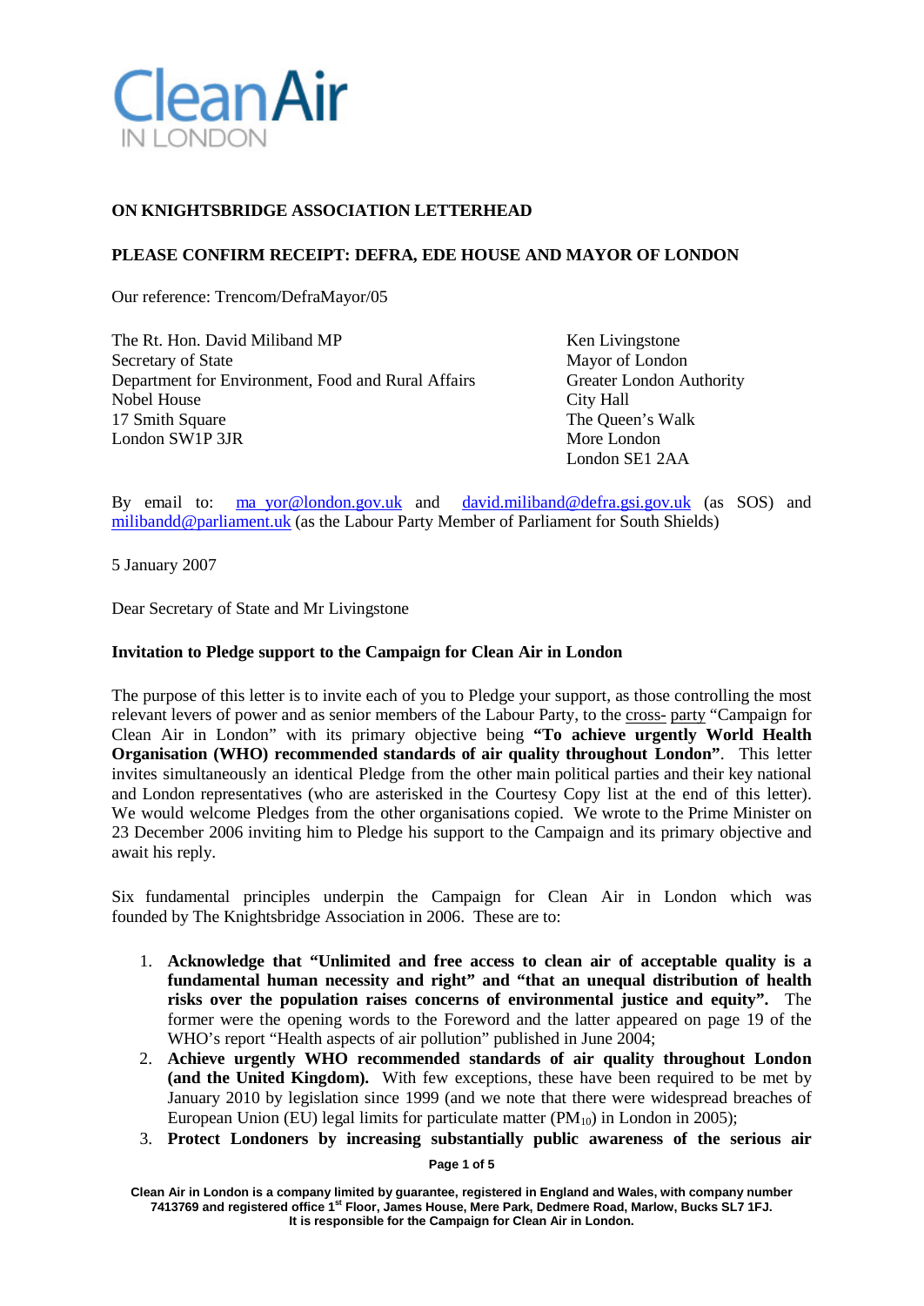**CleanAir**
IN LONDON

**ON KNIGHTSBRIDGE ASSOCIATION LETTERHEAD**

**PLEASE CONFIRM RECEIPT: DEFRA, EDE HOUSE AND MAYOR OF LONDON**

Our reference: Trencom/DefraMayor/05

The Rt. Hon. David Miliband MP
Secretary of State
Department for Environment, Food and Rural Affairs
Nobel House
17 Smith Square
London SW1P 3JR

Ken Livingstone
Mayor of London
Greater London Authority
City Hall
The Queen's Walk
More London
London SE1 2AA

By email to: ma yor@london.gov.uk and david.miliband@defra.gsi.gov.uk (as SOS) and milibandd@parliament.uk (as the Labour Party Member of Parliament for South Shields)

5 January 2007

Dear Secretary of State and Mr Livingstone

**Invitation to Pledge support to the Campaign for Clean Air in London**

The purpose of this letter is to invite each of you to Pledge your support, as those controlling the most relevant levers of power and as senior members of the Labour Party, to the cross- party "Campaign for Clean Air in London" with its primary objective being **"To achieve urgently World Health Organisation (WHO) recommended standards of air quality throughout London"**. This letter invites simultaneously an identical Pledge from the other main political parties and their key national and London representatives (who are asterisked in the Courtesy Copy list at the end of this letter). We would welcome Pledges from the other organisations copied. We wrote to the Prime Minister on 23 December 2006 inviting him to Pledge his support to the Campaign and its primary objective and await his reply.

Six fundamental principles underpin the Campaign for Clean Air in London which was founded by The Knightsbridge Association in 2006. These are to:

1. **Acknowledge that "Unlimited and free access to clean air of acceptable quality is a fundamental human necessity and right" and "that an unequal distribution of health risks over the population raises concerns of environmental justice and equity".** The former were the opening words to the Foreword and the latter appeared on page 19 of the WHO's report "Health aspects of air pollution" published in June 2004;
2. **Achieve urgently WHO recommended standards of air quality throughout London (and the United Kingdom).** With few exceptions, these have been required to be met by January 2010 by legislation since 1999 (and we note that there were widespread breaches of European Union (EU) legal limits for particulate matter ($PM_{10}$) in London in 2005);
3. **Protect Londoners by increasing substantially public awareness of the serious air**

Clean Air in London is a company limited by guarantee, registered in England and Wales, with company number 7413769 and registered office 1st Floor, James House, Mere Park, Dedmere Road, Marlow, Bucks SL7 1FJ. It is responsible for the Campaign for Clean Air in London.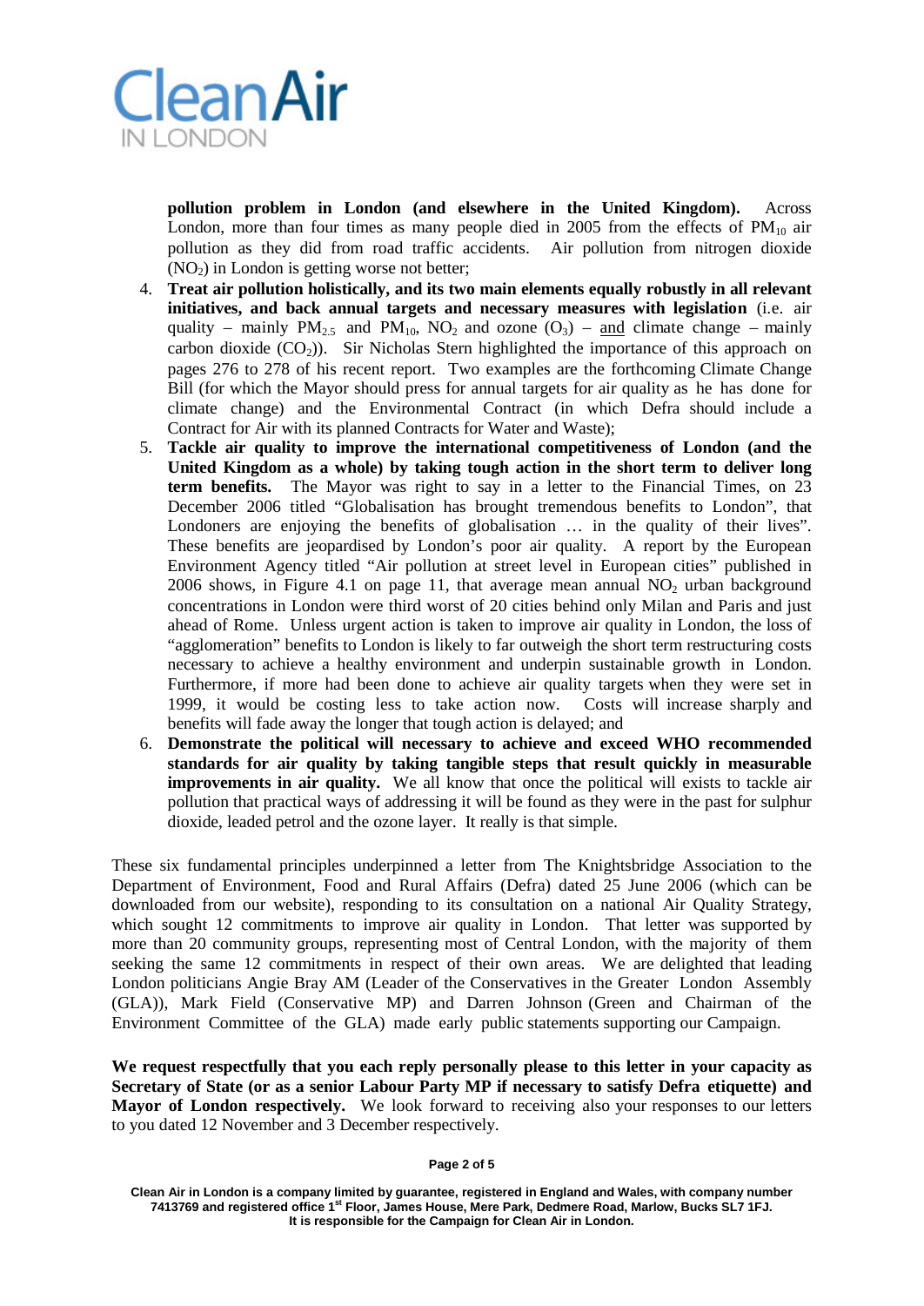**pollution problem in London (and elsewhere in the United Kingdom).** Across London, more than four times as many people died in 2005 from the effects of $PM_{10}$ air pollution as they did from road traffic accidents. Air pollution from nitrogen dioxide ($NO_2$) in London is getting worse not better;

4. **Treat air pollution holistically, and its two main elements equally robustly in all relevant initiatives, and back annual targets and necessary measures with legislation** (i.e. air quality – mainly $PM_{2.5}$ and $PM_{10}$, $NO_2$ and ozone ($O_3$) – <u>and</u> climate change – mainly carbon dioxide ($CO_2$)). Sir Nicholas Stern highlighted the importance of this approach on pages 276 to 278 of his recent report. Two examples are the forthcoming Climate Change Bill (for which the Mayor should press for annual targets for air quality as he has done for climate change) and the Environmental Contract (in which Defra should include a Contract for Air with its planned Contracts for Water and Waste);
5. **Tackle air quality to improve the international competitiveness of London (and the United Kingdom as a whole) by taking tough action in the short term to deliver long term benefits.** The Mayor was right to say in a letter to the Financial Times, on 23 December 2006 titled "Globalisation has brought tremendous benefits to London", that Londoners are enjoying the benefits of globalisation … in the quality of their lives". These benefits are jeopardised by London's poor air quality. A report by the European Environment Agency titled "Air pollution at street level in European cities" published in 2006 shows, in Figure 4.1 on page 11, that average mean annual $NO_2$ urban background concentrations in London were third worst of 20 cities behind only Milan and Paris and just ahead of Rome. Unless urgent action is taken to improve air quality in London, the loss of "agglomeration" benefits to London is likely to far outweigh the short term restructuring costs necessary to achieve a healthy environment and underpin sustainable growth in London. Furthermore, if more had been done to achieve air quality targets when they were set in 1999, it would be costing less to take action now. Costs will increase sharply and benefits will fade away the longer that tough action is delayed; and
6. **Demonstrate the political will necessary to achieve and exceed WHO recommended standards for air quality by taking tangible steps that result quickly in measurable improvements in air quality.** We all know that once the political will exists to tackle air pollution that practical ways of addressing it will be found as they were in the past for sulphur dioxide, leaded petrol and the ozone layer. It really is that simple.

These six fundamental principles underpinned a letter from The Knightsbridge Association to the Department of Environment, Food and Rural Affairs (Defra) dated 25 June 2006 (which can be downloaded from our website), responding to its consultation on a national Air Quality Strategy, which sought 12 commitments to improve air quality in London. That letter was supported by more than 20 community groups, representing most of Central London, with the majority of them seeking the same 12 commitments in respect of their own areas. We are delighted that leading London politicians Angie Bray AM (Leader of the Conservatives in the Greater London Assembly (GLA)), Mark Field (Conservative MP) and Darren Johnson (Green and Chairman of the Environment Committee of the GLA) made early public statements supporting our Campaign.

**We request respectfully that you each reply personally please to this letter in your capacity as Secretary of State (or as a senior Labour Party MP if necessary to satisfy Defra etiquette) and Mayor of London respectively.** We look forward to receiving also your responses to our letters to you dated 12 November and 3 December respectively.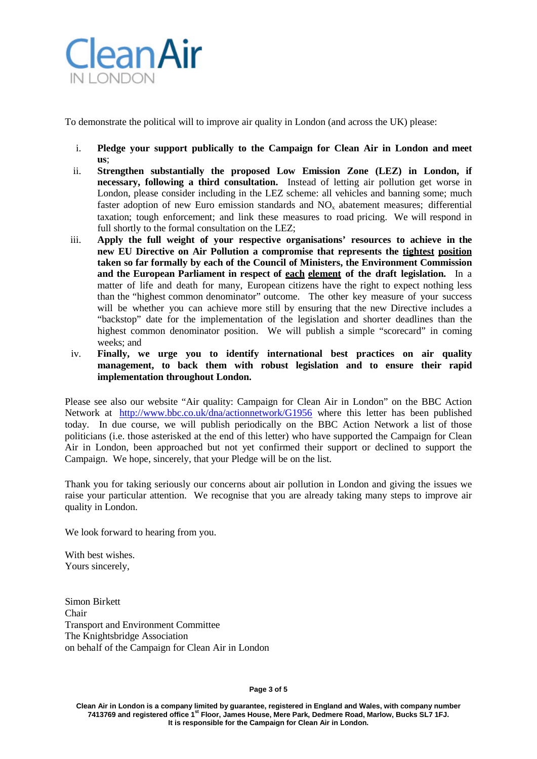To demonstrate the political will to improve air quality in London (and across the UK) please:

i. **Pledge your support publically to the Campaign for Clean Air in London and meet us**;

ii. **Strengthen substantially the proposed Low Emission Zone (LEZ) in London, if necessary, following a third consultation.** Instead of letting air pollution get worse in London, please consider including in the LEZ scheme: all vehicles and banning some; much faster adoption of new Euro emission standards and $NO_x$ abatement measures; differential taxation; tough enforcement; and link these measures to road pricing. We will respond in full shortly to the formal consultation on the LEZ;

iii. **Apply the full weight of your respective organisations' resources to achieve in the new EU Directive on Air Pollution a compromise that represents the <u>tightest</u> <u>position</u> taken so far formally by each of the Council of Ministers, the Environment Commission and the European Parliament in respect of <u>each</u> <u>element</u> of the draft legislation.** In a matter of life and death for many, European citizens have the right to expect nothing less than the "highest common denominator" outcome. The other key measure of your success will be whether you can achieve more still by ensuring that the new Directive includes a "backstop" date for the implementation of the legislation and shorter deadlines than the highest common denominator position. We will publish a simple "scorecard" in coming weeks; and

iv. **Finally, we urge you to identify international best practices on air quality management, to back them with robust legislation and to ensure their rapid implementation throughout London.**

Please see also our website "Air quality: Campaign for Clean Air in London" on the BBC Action Network at http://www.bbc.co.uk/dna/actionnetwork/G1956 where this letter has been published today. In due course, we will publish periodically on the BBC Action Network a list of those politicians (i.e. those asterisked at the end of this letter) who have supported the Campaign for Clean Air in London, been approached but not yet confirmed their support or declined to support the Campaign. We hope, sincerely, that your Pledge will be on the list.

Thank you for taking seriously our concerns about air pollution in London and giving the issues we raise your particular attention. We recognise that you are already taking many steps to improve air quality in London.

We look forward to hearing from you.

With best wishes.
Yours sincerely,

Simon Birkett
Chair
Transport and Environment Committee
The Knightsbridge Association
on behalf of the Campaign for Clean Air in London

**Clean Air in London is a company limited by guarantee, registered in England and Wales, with company number 7413769 and registered office 1st Floor, James House, Mere Park, Dedmere Road, Marlow, Bucks SL7 1FJ. It is responsible for the Campaign for Clean Air in London.**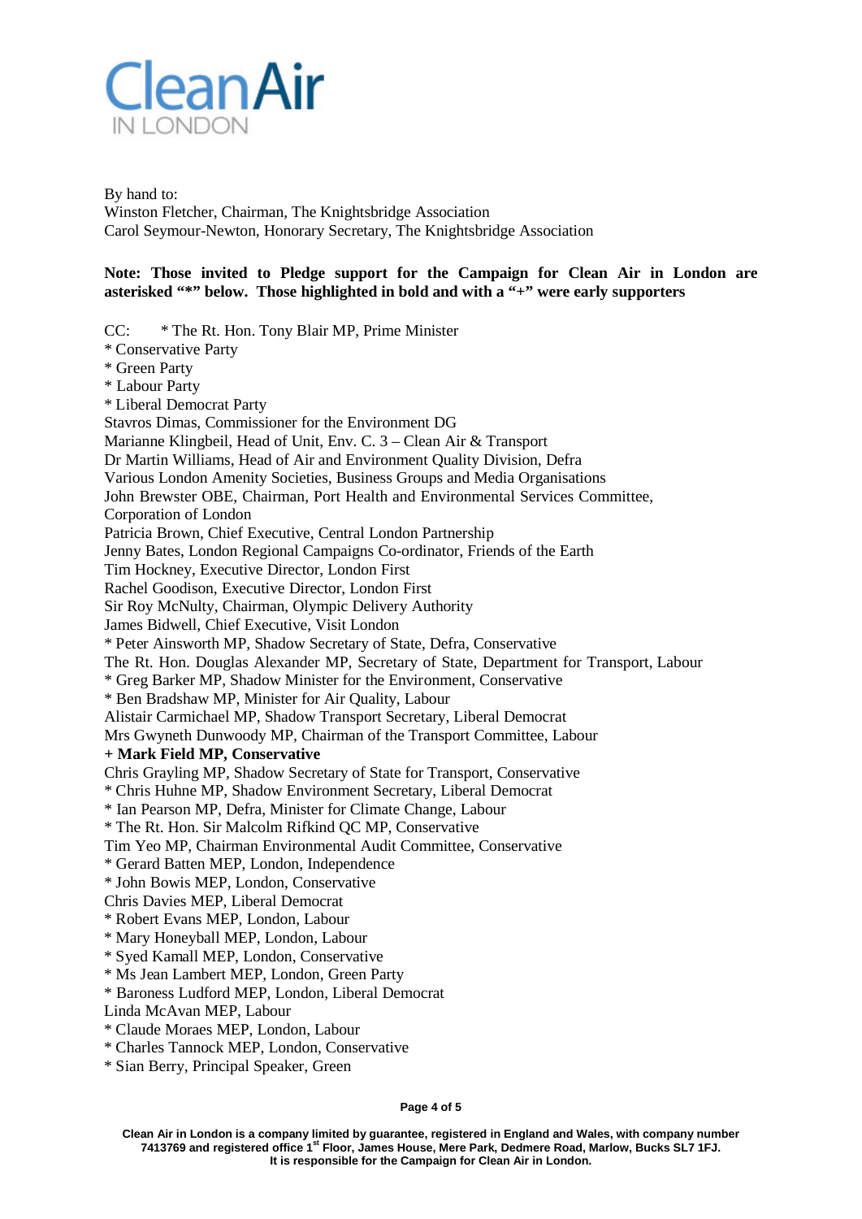Clean Air IN LONDON

By hand to:
Winston Fletcher, Chairman, The Knightsbridge Association
Carol Seymour-Newton, Honorary Secretary, The Knightsbridge Association

**Note: Those invited to Pledge support for the Campaign for Clean Air in London are asterisked "*" below. Those highlighted in bold and with a "+" were early supporters**

CC: * The Rt. Hon. Tony Blair MP, Prime Minister
* Conservative Party
* Green Party
* Labour Party
* Liberal Democrat Party
Stavros Dimas, Commissioner for the Environment DG
Marianne Klingbeil, Head of Unit, Env. C. 3 – Clean Air & Transport
Dr Martin Williams, Head of Air and Environment Quality Division, Defra
Various London Amenity Societies, Business Groups and Media Organisations
John Brewster OBE, Chairman, Port Health and Environmental Services Committee, Corporation of London
Patricia Brown, Chief Executive, Central London Partnership
Jenny Bates, London Regional Campaigns Co-ordinator, Friends of the Earth
Tim Hockney, Executive Director, London First
Rachel Goodison, Executive Director, London First
Sir Roy McNulty, Chairman, Olympic Delivery Authority
James Bidwell, Chief Executive, Visit London
* Peter Ainsworth MP, Shadow Secretary of State, Defra, Conservative
The Rt. Hon. Douglas Alexander MP, Secretary of State, Department for Transport, Labour
* Greg Barker MP, Shadow Minister for the Environment, Conservative
* Ben Bradshaw MP, Minister for Air Quality, Labour
Alistair Carmichael MP, Shadow Transport Secretary, Liberal Democrat
Mrs Gwyneth Dunwoody MP, Chairman of the Transport Committee, Labour
**+ Mark Field MP, Conservative**
Chris Grayling MP, Shadow Secretary of State for Transport, Conservative
* Chris Huhne MP, Shadow Environment Secretary, Liberal Democrat
* Ian Pearson MP, Defra, Minister for Climate Change, Labour
* The Rt. Hon. Sir Malcolm Rifkind QC MP, Conservative
Tim Yeo MP, Chairman Environmental Audit Committee, Conservative
* Gerard Batten MEP, London, Independence
* John Bowis MEP, London, Conservative
Chris Davies MEP, Liberal Democrat
* Robert Evans MEP, London, Labour
* Mary Honeyball MEP, London, Labour
* Syed Kamall MEP, London, Conservative
* Ms Jean Lambert MEP, London, Green Party
* Baroness Ludford MEP, London, Liberal Democrat
Linda McAvan MEP, Labour
* Claude Moraes MEP, London, Labour
* Charles Tannock MEP, London, Conservative
* Sian Berry, Principal Speaker, Green

Clean Air in London is a company limited by guarantee, registered in England and Wales, with company number 7413769 and registered office 1st Floor, James House, Mere Park, Dedmere Road, Marlow, Bucks SL7 1FJ. It is responsible for the Campaign for Clean Air in London.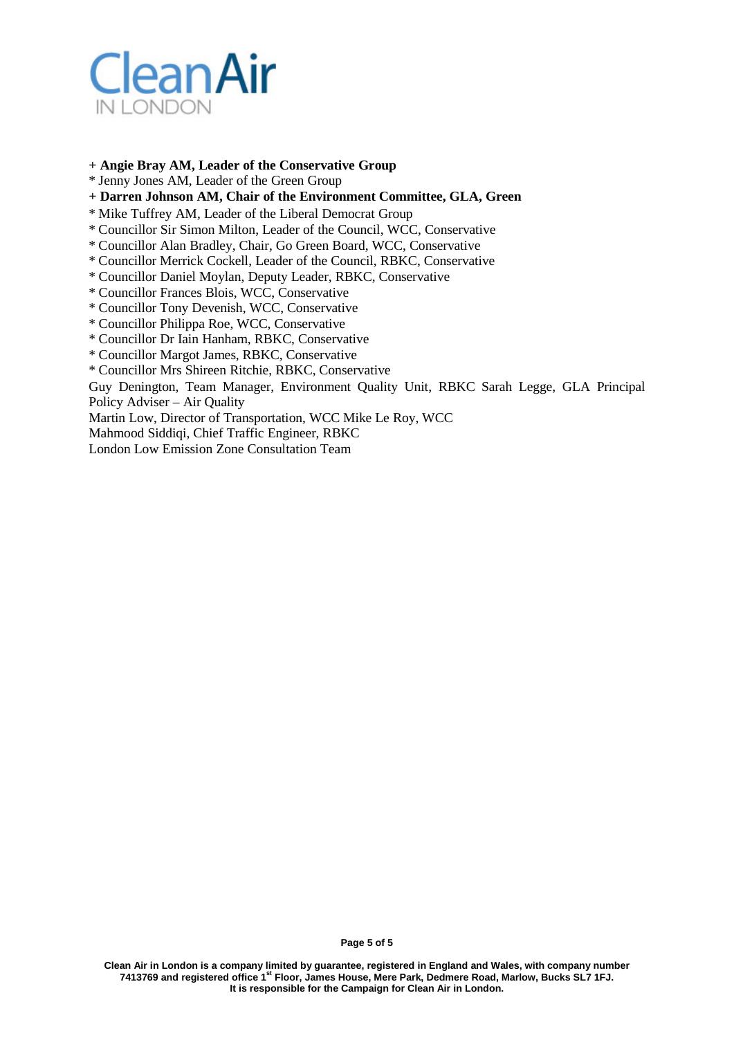**+ Angie Bray AM, Leader of the Conservative Group**

* Jenny Jones AM, Leader of the Green Group

**+ Darren Johnson AM, Chair of the Environment Committee, GLA, Green**

* Mike Tuffrey AM, Leader of the Liberal Democrat Group
* Councillor Sir Simon Milton, Leader of the Council, WCC, Conservative
* Councillor Alan Bradley, Chair, Go Green Board, WCC, Conservative
* Councillor Merrick Cockell, Leader of the Council, RBKC, Conservative
* Councillor Daniel Moylan, Deputy Leader, RBKC, Conservative
* Councillor Frances Blois, WCC, Conservative
* Councillor Tony Devenish, WCC, Conservative
* Councillor Philippa Roe, WCC, Conservative
* Councillor Dr Iain Hanham, RBKC, Conservative
* Councillor Margot James, RBKC, Conservative
* Councillor Mrs Shireen Ritchie, RBKC, Conservative

Guy Denington, Team Manager, Environment Quality Unit, RBKC Sarah Legge, GLA Principal Policy Adviser – Air Quality

Martin Low, Director of Transportation, WCC Mike Le Roy, WCC

Mahmood Siddiqi, Chief Traffic Engineer, RBKC

London Low Emission Zone Consultation Team

**Clean Air in London is a company limited by guarantee, registered in England and Wales, with company number 7413769 and registered office 1st Floor, James House, Mere Park, Dedmere Road, Marlow, Bucks SL7 1FJ. It is responsible for the Campaign for Clean Air in London.**